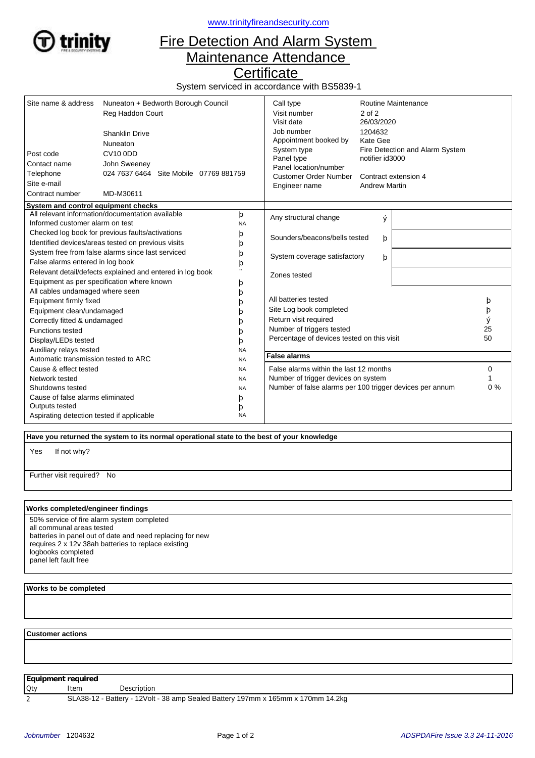www.trinityfireandsecurity.com

# Fire Detection And Alarm System Maintenance Attendance Certificate

System serviced in accordance with BS5839-1

| | |
|---|---|
| Site name & address | Nuneaton + Bedworth Borough Council |
| | Reg Haddon Court |
| | Shanklin Drive |
| | Nuneaton |
| Post code | CV10 0DD |
| Contact name | John Sweeney |
| Telephone | 024 7637 6464 Site Mobile 07769 881759 |
| Site e-mail | |
| Contract number | MD-M30611 |

| | |
|---|---|
| Call type | Routine Maintenance |
| Visit number | 2 of 2 |
| Visit date | 26/03/2020 |
| Job number | 1204632 |
| Appointment booked by | Kate Gee |
| System type | Fire Detection and Alarm System |
| Panel type | notifier id3000 |
| Panel location/number | |
| Customer Order Number | Contract extension 4 |
| Engineer name | Andrew Martin |

**System and control equipment checks**

| Check | |
|---|---|
| All relevant information/documentation available | þ |
| Informed customer alarm on test | NA |
| Checked log book for previous faults/activations | þ |
| Identified devices/areas tested on previous visits | þ |
| System free from false alarms since last serviced | þ |
| False alarms entered in log book | þ |
| Relevant detail/defects explained and entered in log book | ¨ |
| Equipment as per specification where known | þ |
| All cables undamaged where seen | þ |
| Equipment firmly fixed | þ |
| Equipment clean/undamaged | þ |
| Correctly fitted & undamaged | þ |
| Functions tested | þ |
| Display/LEDs tested | þ |
| Auxiliary relays tested | NA |
| Automatic transmission tested to ARC | NA |
| Cause & effect tested | NA |
| Network tested | NA |
| Shutdowns tested | NA |
| Cause of false alarms eliminated | þ |
| Outputs tested | þ |
| Aspirating detection tested if applicable | NA |

| | | |
|---|---|---|
| Any structural change | ý | |
| Sounders/beacons/bells tested | þ | |
| System coverage satisfactory | þ | |
| Zones tested | | |

| | |
|---|---|
| All batteries tested | þ |
| Site Log book completed | þ |
| Return visit required | ý |
| Number of triggers tested | 25 |
| Percentage of devices tested on this visit | 50 |

**False alarms**

| | |
|---|---|
| False alarms within the last 12 months | 0 |
| Number of trigger devices on system | 1 |
| Number of false alarms per 100 trigger devices per annum | 0 % |

**Have you returned the system to its normal operational state to the best of your knowledge**

Yes If not why?

Further visit required? No

**Works completed/engineer findings**

50% service of fire alarm system completed
all communal areas tested
batteries in panel out of date and need replacing for new
requires 2 x 12v 38ah batteries to replace existing
logbooks completed
panel left fault free

**Works to be completed**

**Customer actions**

**Equipment required**

| Qty | Item | Description |
|---|---|---|
| 2 | SLA38-12 - Battery - 12Volt - 38 amp Sealed Battery 197mm x 165mm x 170mm 14.2kg | |

*Jobnumber* 1204632

*ADSPDAFire Issue 3.3 24-11-2016*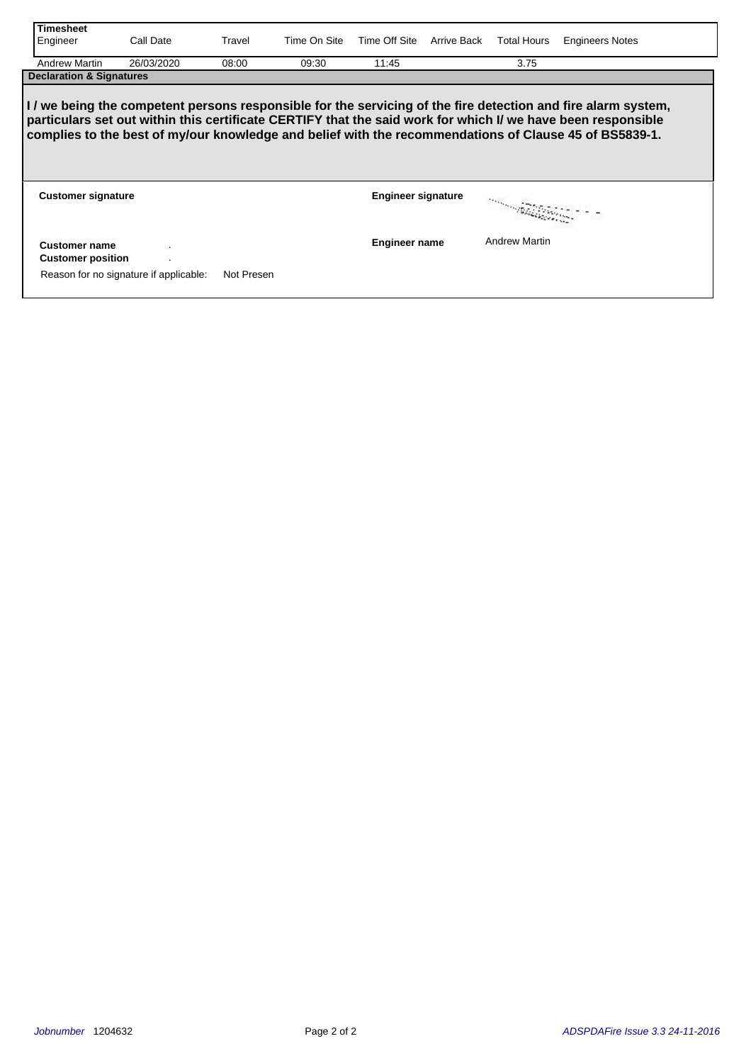## Timesheet

| Engineer | Call Date | Travel | Time On Site | Time Off Site | Arrive Back | Total Hours | Engineers Notes |
|---|---|---|---|---|---|---|---|
| Andrew Martin | 26/03/2020 | 08:00 | 09:30 | 11:45 | | 3.75 | |

## Declaration & Signatures

**I / we being the competent persons responsible for the servicing of the fire detection and fire alarm system, particulars set out within this certificate CERTIFY that the said work for which I/ we have been responsible complies to the best of my/our knowledge and belief with the recommendations of Clause 45 of BS5839-1.**

**Customer signature**

**Engineer signature**

**Customer name** .

**Customer position** .

Reason for no signature if applicable: Not Presen

**Engineer name** Andrew Martin

*Jobnumber* 1204632

*ADSPDAFire Issue 3.3 24-11-2016*